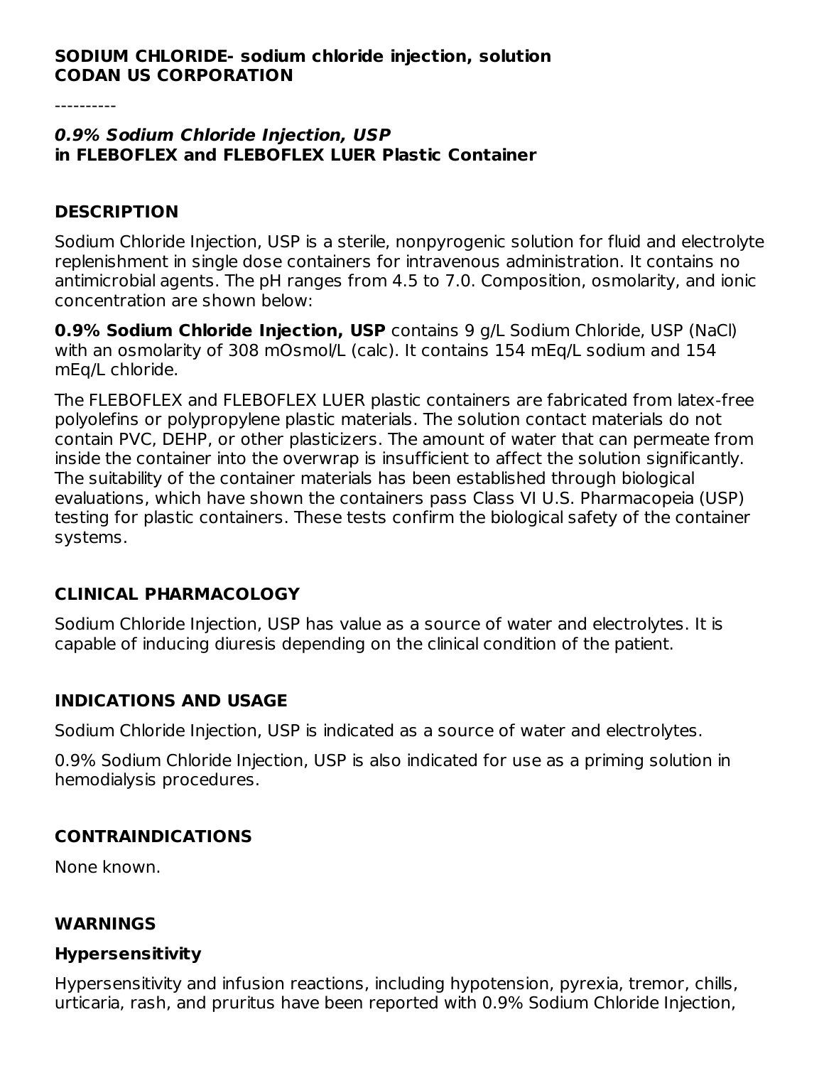**SODIUM CHLORIDE- sodium chloride injection, solution**
**CODAN US CORPORATION**

----------

***0.9% Sodium Chloride Injection, USP***
**in FLEBOFLEX and FLEBOFLEX LUER Plastic Container**

## DESCRIPTION

Sodium Chloride Injection, USP is a sterile, nonpyrogenic solution for fluid and electrolyte replenishment in single dose containers for intravenous administration. It contains no antimicrobial agents. The pH ranges from 4.5 to 7.0. Composition, osmolarity, and ionic concentration are shown below:

**0.9% Sodium Chloride Injection, USP** contains 9 g/L Sodium Chloride, USP (NaCl) with an osmolarity of 308 mOsmol/L (calc). It contains 154 mEq/L sodium and 154 mEq/L chloride.

The FLEBOFLEX and FLEBOFLEX LUER plastic containers are fabricated from latex-free polyolefins or polypropylene plastic materials. The solution contact materials do not contain PVC, DEHP, or other plasticizers. The amount of water that can permeate from inside the container into the overwrap is insufficient to affect the solution significantly. The suitability of the container materials has been established through biological evaluations, which have shown the containers pass Class VI U.S. Pharmacopeia (USP) testing for plastic containers. These tests confirm the biological safety of the container systems.

## CLINICAL PHARMACOLOGY

Sodium Chloride Injection, USP has value as a source of water and electrolytes. It is capable of inducing diuresis depending on the clinical condition of the patient.

## INDICATIONS AND USAGE

Sodium Chloride Injection, USP is indicated as a source of water and electrolytes.

0.9% Sodium Chloride Injection, USP is also indicated for use as a priming solution in hemodialysis procedures.

## CONTRAINDICATIONS

None known.

## WARNINGS

### Hypersensitivity

Hypersensitivity and infusion reactions, including hypotension, pyrexia, tremor, chills, urticaria, rash, and pruritus have been reported with 0.9% Sodium Chloride Injection,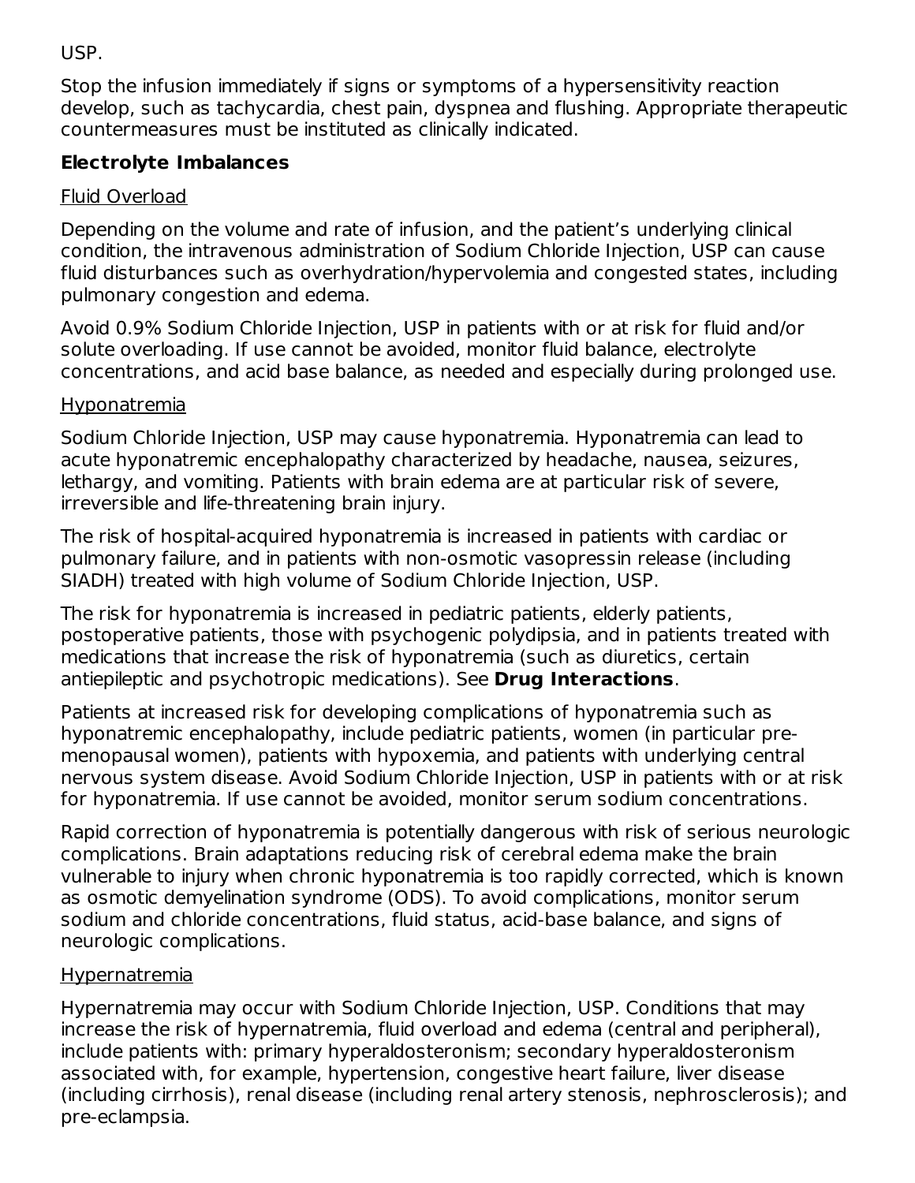USP.

Stop the infusion immediately if signs or symptoms of a hypersensitivity reaction develop, such as tachycardia, chest pain, dyspnea and flushing. Appropriate therapeutic countermeasures must be instituted as clinically indicated.

**Electrolyte Imbalances**

Fluid Overload

Depending on the volume and rate of infusion, and the patient's underlying clinical condition, the intravenous administration of Sodium Chloride Injection, USP can cause fluid disturbances such as overhydration/hypervolemia and congested states, including pulmonary congestion and edema.

Avoid 0.9% Sodium Chloride Injection, USP in patients with or at risk for fluid and/or solute overloading. If use cannot be avoided, monitor fluid balance, electrolyte concentrations, and acid base balance, as needed and especially during prolonged use.

Hyponatremia

Sodium Chloride Injection, USP may cause hyponatremia. Hyponatremia can lead to acute hyponatremic encephalopathy characterized by headache, nausea, seizures, lethargy, and vomiting. Patients with brain edema are at particular risk of severe, irreversible and life-threatening brain injury.

The risk of hospital-acquired hyponatremia is increased in patients with cardiac or pulmonary failure, and in patients with non-osmotic vasopressin release (including SIADH) treated with high volume of Sodium Chloride Injection, USP.

The risk for hyponatremia is increased in pediatric patients, elderly patients, postoperative patients, those with psychogenic polydipsia, and in patients treated with medications that increase the risk of hyponatremia (such as diuretics, certain antiepileptic and psychotropic medications). See **Drug Interactions**.

Patients at increased risk for developing complications of hyponatremia such as hyponatremic encephalopathy, include pediatric patients, women (in particular pre-menopausal women), patients with hypoxemia, and patients with underlying central nervous system disease. Avoid Sodium Chloride Injection, USP in patients with or at risk for hyponatremia. If use cannot be avoided, monitor serum sodium concentrations.

Rapid correction of hyponatremia is potentially dangerous with risk of serious neurologic complications. Brain adaptations reducing risk of cerebral edema make the brain vulnerable to injury when chronic hyponatremia is too rapidly corrected, which is known as osmotic demyelination syndrome (ODS). To avoid complications, monitor serum sodium and chloride concentrations, fluid status, acid-base balance, and signs of neurologic complications.

Hypernatremia

Hypernatremia may occur with Sodium Chloride Injection, USP. Conditions that may increase the risk of hypernatremia, fluid overload and edema (central and peripheral), include patients with: primary hyperaldosteronism; secondary hyperaldosteronism associated with, for example, hypertension, congestive heart failure, liver disease (including cirrhosis), renal disease (including renal artery stenosis, nephrosclerosis); and pre-eclampsia.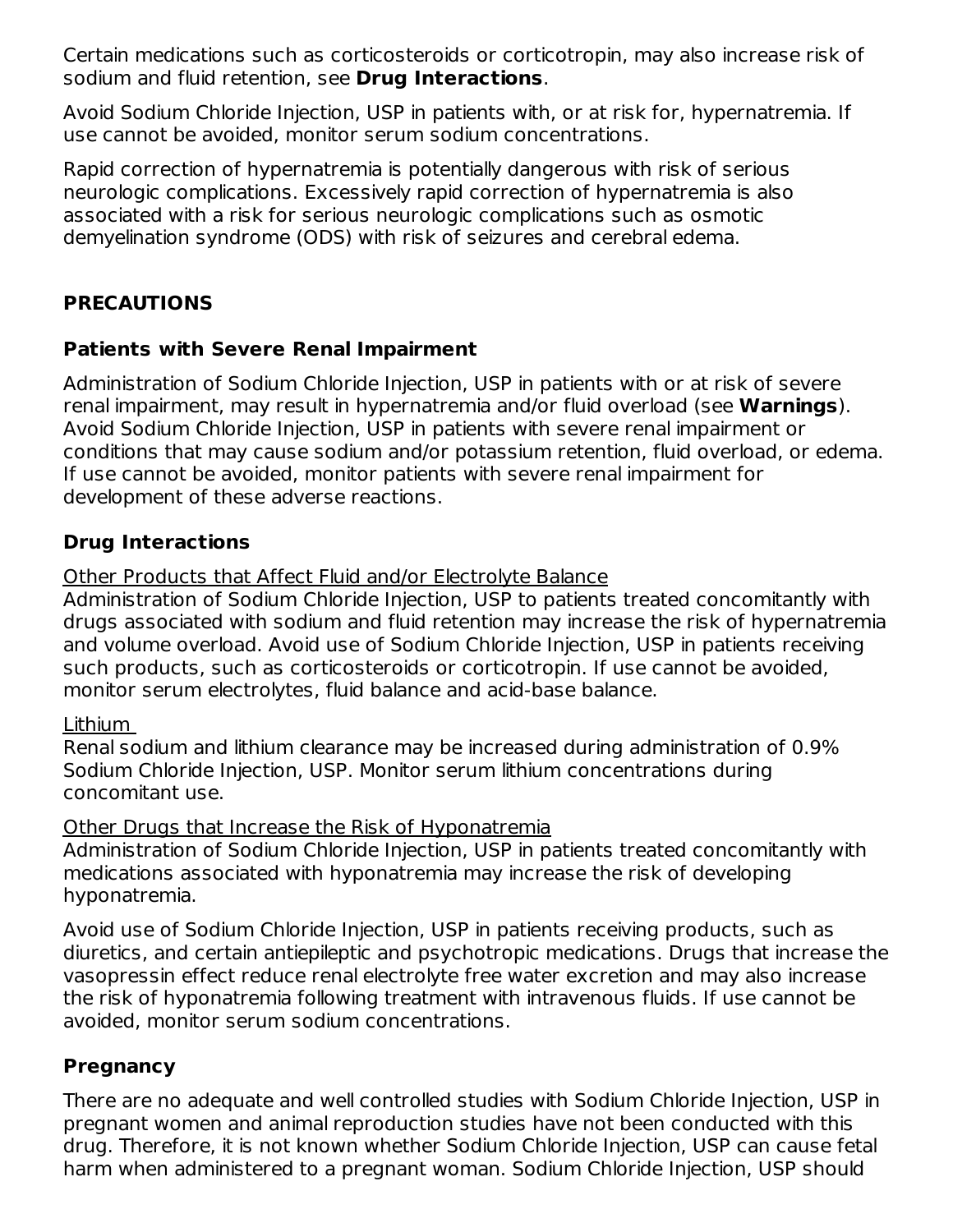Certain medications such as corticosteroids or corticotropin, may also increase risk of sodium and fluid retention, see **Drug Interactions**.

Avoid Sodium Chloride Injection, USP in patients with, or at risk for, hypernatremia. If use cannot be avoided, monitor serum sodium concentrations.

Rapid correction of hypernatremia is potentially dangerous with risk of serious neurologic complications. Excessively rapid correction of hypernatremia is also associated with a risk for serious neurologic complications such as osmotic demyelination syndrome (ODS) with risk of seizures and cerebral edema.

## PRECAUTIONS

### Patients with Severe Renal Impairment

Administration of Sodium Chloride Injection, USP in patients with or at risk of severe renal impairment, may result in hypernatremia and/or fluid overload (see **Warnings**). Avoid Sodium Chloride Injection, USP in patients with severe renal impairment or conditions that may cause sodium and/or potassium retention, fluid overload, or edema. If use cannot be avoided, monitor patients with severe renal impairment for development of these adverse reactions.

### Drug Interactions

Other Products that Affect Fluid and/or Electrolyte Balance
Administration of Sodium Chloride Injection, USP to patients treated concomitantly with drugs associated with sodium and fluid retention may increase the risk of hypernatremia and volume overload. Avoid use of Sodium Chloride Injection, USP in patients receiving such products, such as corticosteroids or corticotropin. If use cannot be avoided, monitor serum electrolytes, fluid balance and acid-base balance.

Lithium
Renal sodium and lithium clearance may be increased during administration of 0.9% Sodium Chloride Injection, USP. Monitor serum lithium concentrations during concomitant use.

Other Drugs that Increase the Risk of Hyponatremia
Administration of Sodium Chloride Injection, USP in patients treated concomitantly with medications associated with hyponatremia may increase the risk of developing hyponatremia.

Avoid use of Sodium Chloride Injection, USP in patients receiving products, such as diuretics, and certain antiepileptic and psychotropic medications. Drugs that increase the vasopressin effect reduce renal electrolyte free water excretion and may also increase the risk of hyponatremia following treatment with intravenous fluids. If use cannot be avoided, monitor serum sodium concentrations.

### Pregnancy

There are no adequate and well controlled studies with Sodium Chloride Injection, USP in pregnant women and animal reproduction studies have not been conducted with this drug. Therefore, it is not known whether Sodium Chloride Injection, USP can cause fetal harm when administered to a pregnant woman. Sodium Chloride Injection, USP should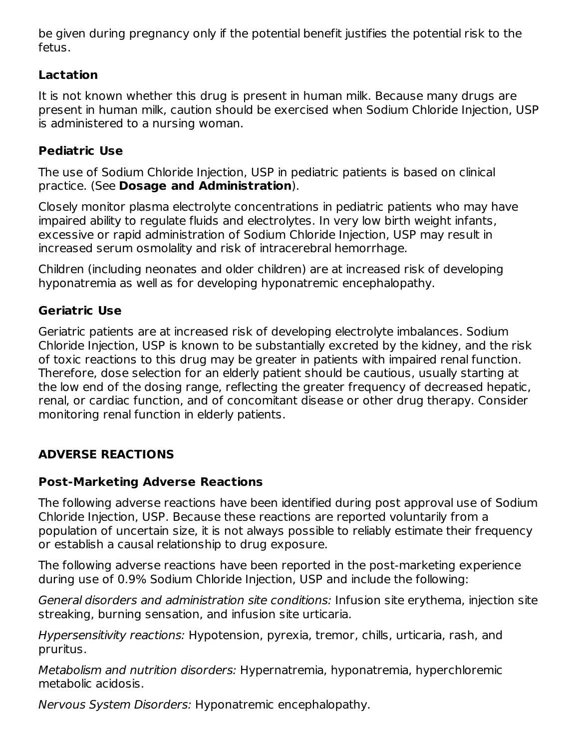be given during pregnancy only if the potential benefit justifies the potential risk to the fetus.

### Lactation

It is not known whether this drug is present in human milk. Because many drugs are present in human milk, caution should be exercised when Sodium Chloride Injection, USP is administered to a nursing woman.

### Pediatric Use

The use of Sodium Chloride Injection, USP in pediatric patients is based on clinical practice. (See **Dosage and Administration**).

Closely monitor plasma electrolyte concentrations in pediatric patients who may have impaired ability to regulate fluids and electrolytes. In very low birth weight infants, excessive or rapid administration of Sodium Chloride Injection, USP may result in increased serum osmolality and risk of intracerebral hemorrhage.

Children (including neonates and older children) are at increased risk of developing hyponatremia as well as for developing hyponatremic encephalopathy.

### Geriatric Use

Geriatric patients are at increased risk of developing electrolyte imbalances. Sodium Chloride Injection, USP is known to be substantially excreted by the kidney, and the risk of toxic reactions to this drug may be greater in patients with impaired renal function. Therefore, dose selection for an elderly patient should be cautious, usually starting at the low end of the dosing range, reflecting the greater frequency of decreased hepatic, renal, or cardiac function, and of concomitant disease or other drug therapy. Consider monitoring renal function in elderly patients.

## ADVERSE REACTIONS

### Post-Marketing Adverse Reactions

The following adverse reactions have been identified during post approval use of Sodium Chloride Injection, USP. Because these reactions are reported voluntarily from a population of uncertain size, it is not always possible to reliably estimate their frequency or establish a causal relationship to drug exposure.

The following adverse reactions have been reported in the post-marketing experience during use of 0.9% Sodium Chloride Injection, USP and include the following:

*General disorders and administration site conditions:* Infusion site erythema, injection site streaking, burning sensation, and infusion site urticaria.

*Hypersensitivity reactions:* Hypotension, pyrexia, tremor, chills, urticaria, rash, and pruritus.

*Metabolism and nutrition disorders:* Hypernatremia, hyponatremia, hyperchloremic metabolic acidosis.

*Nervous System Disorders:* Hyponatremic encephalopathy.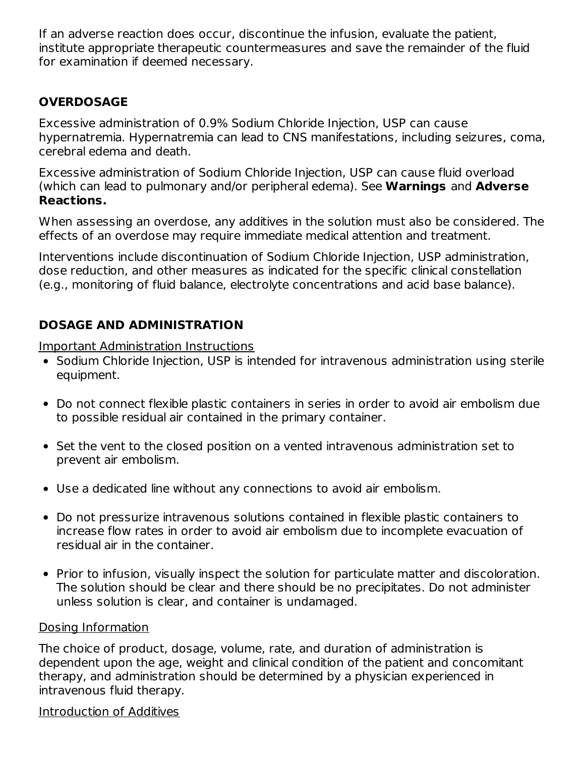If an adverse reaction does occur, discontinue the infusion, evaluate the patient, institute appropriate therapeutic countermeasures and save the remainder of the fluid for examination if deemed necessary.

## OVERDOSAGE

Excessive administration of 0.9% Sodium Chloride Injection, USP can cause hypernatremia. Hypernatremia can lead to CNS manifestations, including seizures, coma, cerebral edema and death.

Excessive administration of Sodium Chloride Injection, USP can cause fluid overload (which can lead to pulmonary and/or peripheral edema). See **Warnings** and **Adverse Reactions.**

When assessing an overdose, any additives in the solution must also be considered. The effects of an overdose may require immediate medical attention and treatment.

Interventions include discontinuation of Sodium Chloride Injection, USP administration, dose reduction, and other measures as indicated for the specific clinical constellation (e.g., monitoring of fluid balance, electrolyte concentrations and acid base balance).

## DOSAGE AND ADMINISTRATION

<u>Important Administration Instructions</u>

- Sodium Chloride Injection, USP is intended for intravenous administration using sterile equipment.
- Do not connect flexible plastic containers in series in order to avoid air embolism due to possible residual air contained in the primary container.
- Set the vent to the closed position on a vented intravenous administration set to prevent air embolism.
- Use a dedicated line without any connections to avoid air embolism.
- Do not pressurize intravenous solutions contained in flexible plastic containers to increase flow rates in order to avoid air embolism due to incomplete evacuation of residual air in the container.
- Prior to infusion, visually inspect the solution for particulate matter and discoloration. The solution should be clear and there should be no precipitates. Do not administer unless solution is clear, and container is undamaged.

<u>Dosing Information</u>

The choice of product, dosage, volume, rate, and duration of administration is dependent upon the age, weight and clinical condition of the patient and concomitant therapy, and administration should be determined by a physician experienced in intravenous fluid therapy.

<u>Introduction of Additives</u>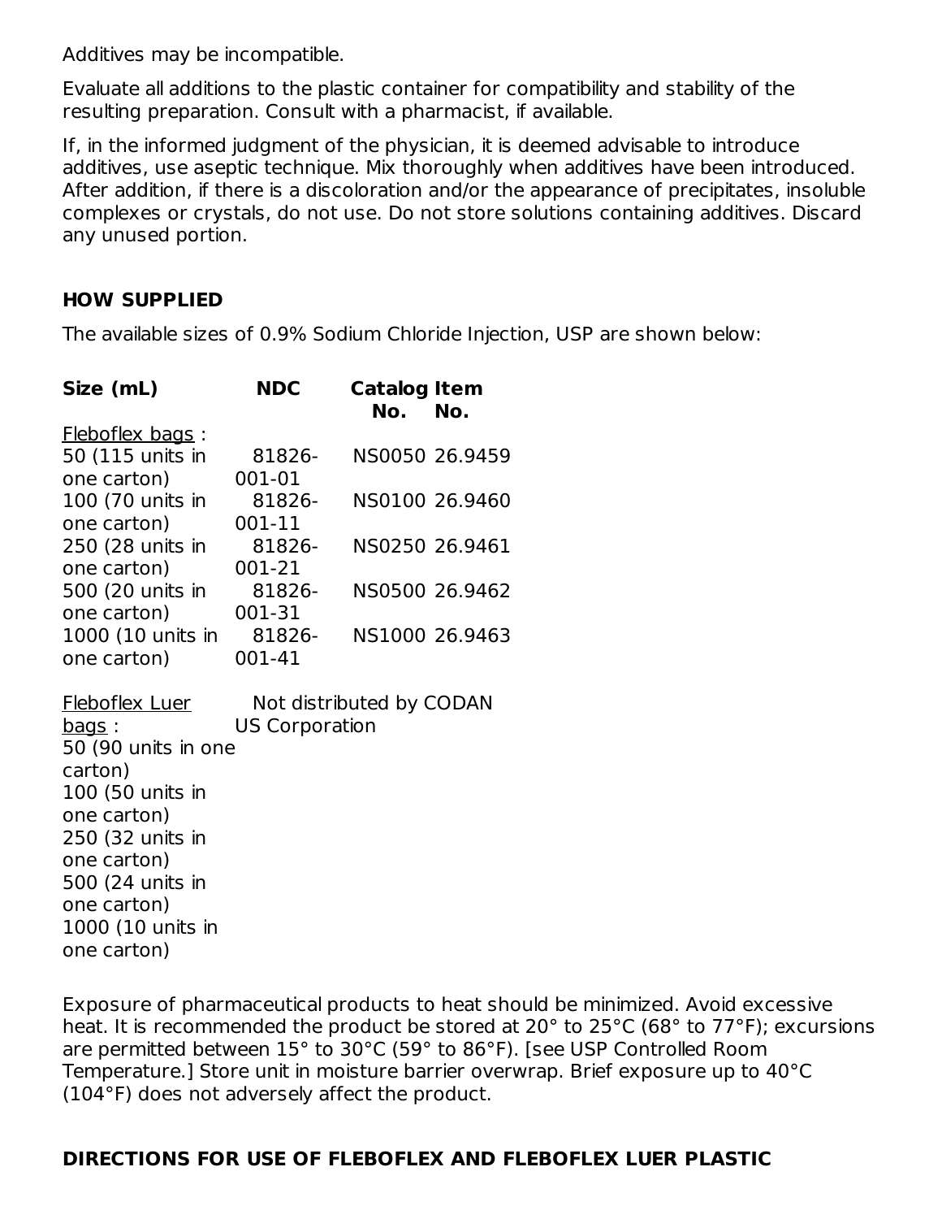Additives may be incompatible.

Evaluate all additions to the plastic container for compatibility and stability of the resulting preparation. Consult with a pharmacist, if available.

If, in the informed judgment of the physician, it is deemed advisable to introduce additives, use aseptic technique. Mix thoroughly when additives have been introduced. After addition, if there is a discoloration and/or the appearance of precipitates, insoluble complexes or crystals, do not use. Do not store solutions containing additives. Discard any unused portion.

## HOW SUPPLIED

The available sizes of 0.9% Sodium Chloride Injection, USP are shown below:

| Size (mL) | NDC | Catalog No. | Item No. |
|---|---|---|---|
| Fleboflex bags : | | | |
| 50 (115 units in one carton) | 81826-001-01 | NS0050 | 26.9459 |
| 100 (70 units in one carton) | 81826-001-11 | NS0100 | 26.9460 |
| 250 (28 units in one carton) | 81826-001-21 | NS0250 | 26.9461 |
| 500 (20 units in one carton) | 81826-001-31 | NS0500 | 26.9462 |
| 1000 (10 units in one carton) | 81826-001-41 | NS1000 | 26.9463 |
| Fleboflex Luer bags : | Not distributed by CODAN US Corporation | | |
| 50 (90 units in one carton) | | | |
| 100 (50 units in one carton) | | | |
| 250 (32 units in one carton) | | | |
| 500 (24 units in one carton) | | | |
| 1000 (10 units in one carton) | | | |

Exposure of pharmaceutical products to heat should be minimized. Avoid excessive heat. It is recommended the product be stored at 20° to 25°C (68° to 77°F); excursions are permitted between 15° to 30°C (59° to 86°F). [see USP Controlled Room Temperature.] Store unit in moisture barrier overwrap. Brief exposure up to 40°C (104°F) does not adversely affect the product.

## DIRECTIONS FOR USE OF FLEBOFLEX AND FLEBOFLEX LUER PLASTIC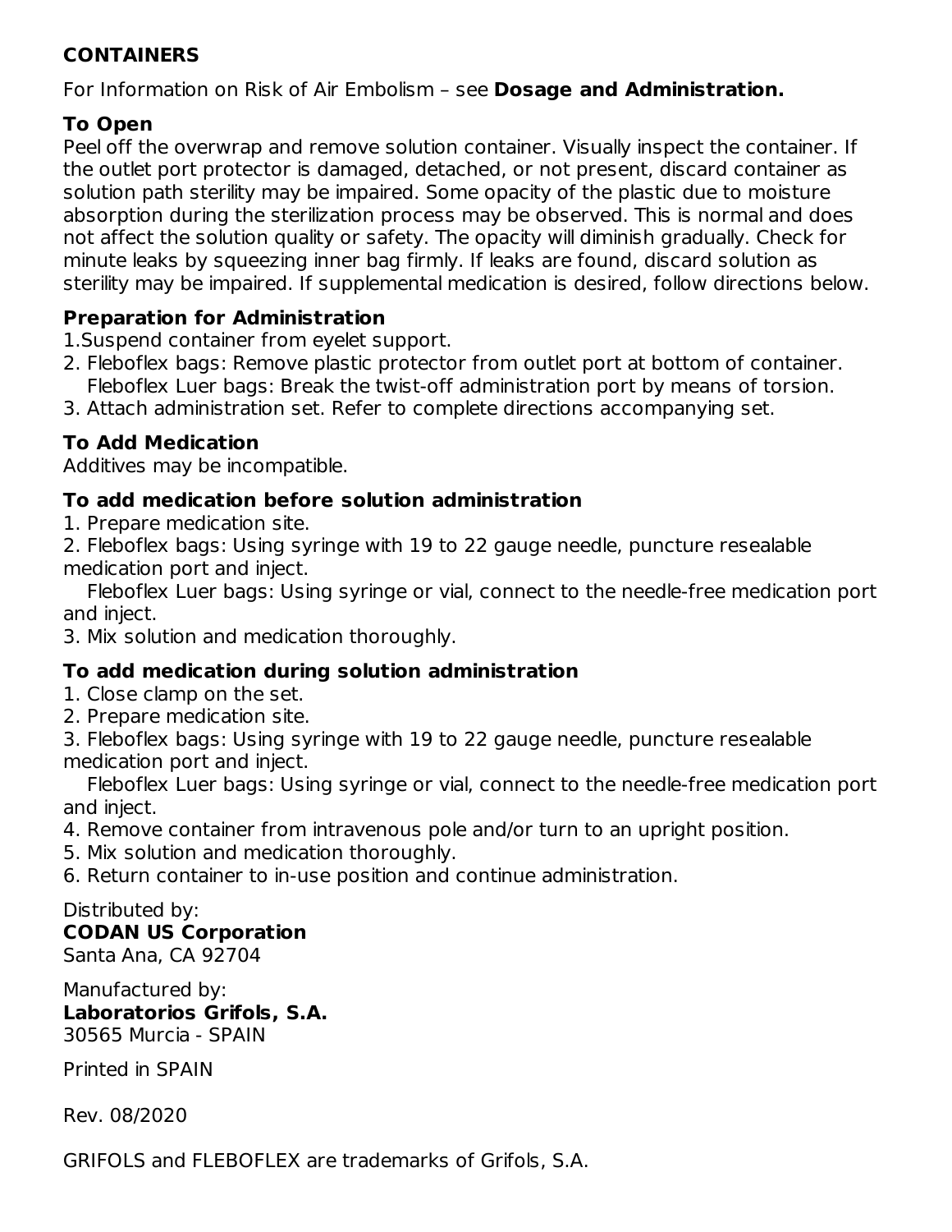## CONTAINERS

For Information on Risk of Air Embolism – see **Dosage and Administration.**

### To Open

Peel off the overwrap and remove solution container. Visually inspect the container. If the outlet port protector is damaged, detached, or not present, discard container as solution path sterility may be impaired. Some opacity of the plastic due to moisture absorption during the sterilization process may be observed. This is normal and does not affect the solution quality or safety. The opacity will diminish gradually. Check for minute leaks by squeezing inner bag firmly. If leaks are found, discard solution as sterility may be impaired. If supplemental medication is desired, follow directions below.

### Preparation for Administration

1. Suspend container from eyelet support.
2. Fleboflex bags: Remove plastic protector from outlet port at bottom of container.
   Fleboflex Luer bags: Break the twist-off administration port by means of torsion.
3. Attach administration set. Refer to complete directions accompanying set.

### To Add Medication

Additives may be incompatible.

### To add medication before solution administration

1. Prepare medication site.
2. Fleboflex bags: Using syringe with 19 to 22 gauge needle, puncture resealable medication port and inject.
   Fleboflex Luer bags: Using syringe or vial, connect to the needle-free medication port and inject.
3. Mix solution and medication thoroughly.

### To add medication during solution administration

1. Close clamp on the set.
2. Prepare medication site.
3. Fleboflex bags: Using syringe with 19 to 22 gauge needle, puncture resealable medication port and inject.
   Fleboflex Luer bags: Using syringe or vial, connect to the needle-free medication port and inject.
4. Remove container from intravenous pole and/or turn to an upright position.
5. Mix solution and medication thoroughly.
6. Return container to in-use position and continue administration.

Distributed by:
**CODAN US Corporation**
Santa Ana, CA 92704

Manufactured by:
**Laboratorios Grifols, S.A.**
30565 Murcia - SPAIN

Printed in SPAIN

Rev. 08/2020

GRIFOLS and FLEBOFLEX are trademarks of Grifols, S.A.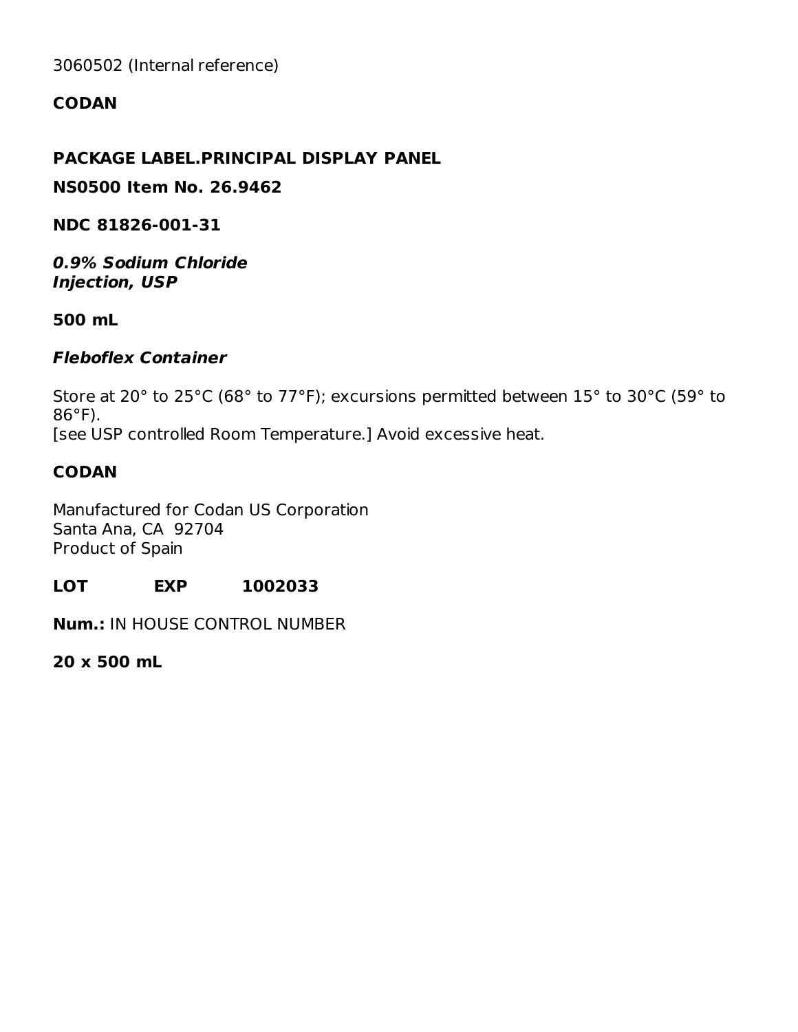3060502 (Internal reference)

**CODAN**

**PACKAGE LABEL.PRINCIPAL DISPLAY PANEL**

**NS0500 Item No. 26.9462**

**NDC 81826-001-31**

***0.9% Sodium Chloride***
***Injection, USP***

**500 mL**

***Fleboflex Container***

Store at 20° to 25°C (68° to 77°F); excursions permitted between 15° to 30°C (59° to 86°F).
[see USP controlled Room Temperature.] Avoid excessive heat.

**CODAN**

Manufactured for Codan US Corporation
Santa Ana, CA 92704
Product of Spain

**LOT EXP 1002033**

**Num.:** IN HOUSE CONTROL NUMBER

**20 x 500 mL**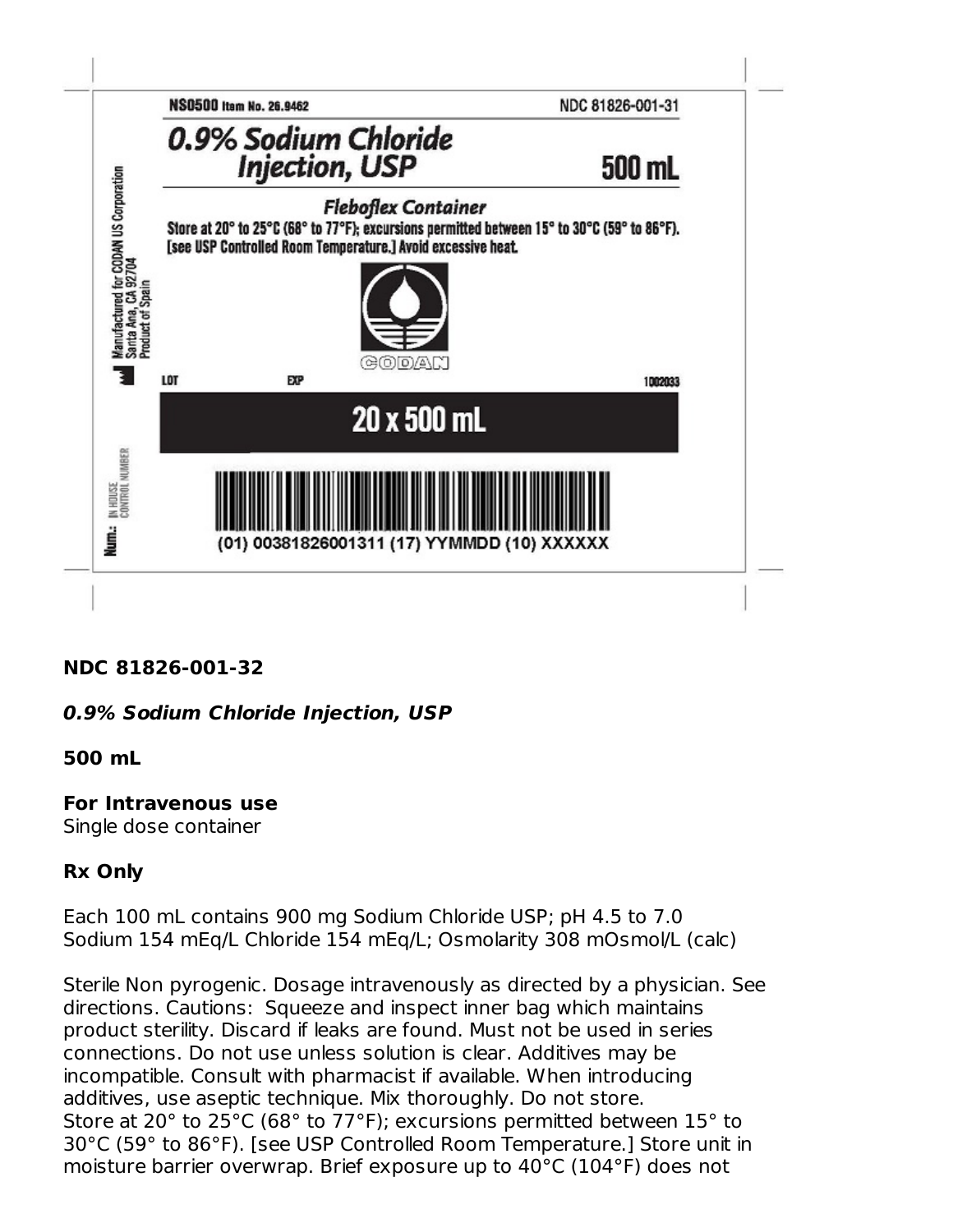NS0500 Item No. 26.9462

NDC 81826-001-31

**0.9% Sodium Chloride Injection, USP**

**500 mL**

*Fleboflex Container*

Store at 20° to 25°C (68° to 77°F); excursions permitted between 15° to 30°C (59° to 86°F). [see USP Controlled Room Temperature.] Avoid excessive heat.

CODAN

Manufactured for CODAN US Corporation
Santa Ana, CA 92704
Product of Spain

LOT EXP 1002033

**20 x 500 mL**

(01) 00381826001311 (17) YYMMDD (10) XXXXXX

Num.: IN HOUSE CONTROL NUMBER

**NDC 81826-001-32**

***0.9% Sodium Chloride Injection, USP***

**500 mL**

**For Intravenous use**
Single dose container

**Rx Only**

Each 100 mL contains 900 mg Sodium Chloride USP; pH 4.5 to 7.0
Sodium 154 mEq/L Chloride 154 mEq/L; Osmolarity 308 mOsmol/L (calc)

Sterile Non pyrogenic. Dosage intravenously as directed by a physician. See directions. Cautions: Squeeze and inspect inner bag which maintains product sterility. Discard if leaks are found. Must not be used in series connections. Do not use unless solution is clear. Additives may be incompatible. Consult with pharmacist if available. When introducing additives, use aseptic technique. Mix thoroughly. Do not store.
Store at 20° to 25°C (68° to 77°F); excursions permitted between 15° to 30°C (59° to 86°F). [see USP Controlled Room Temperature.] Store unit in moisture barrier overwrap. Brief exposure up to 40°C (104°F) does not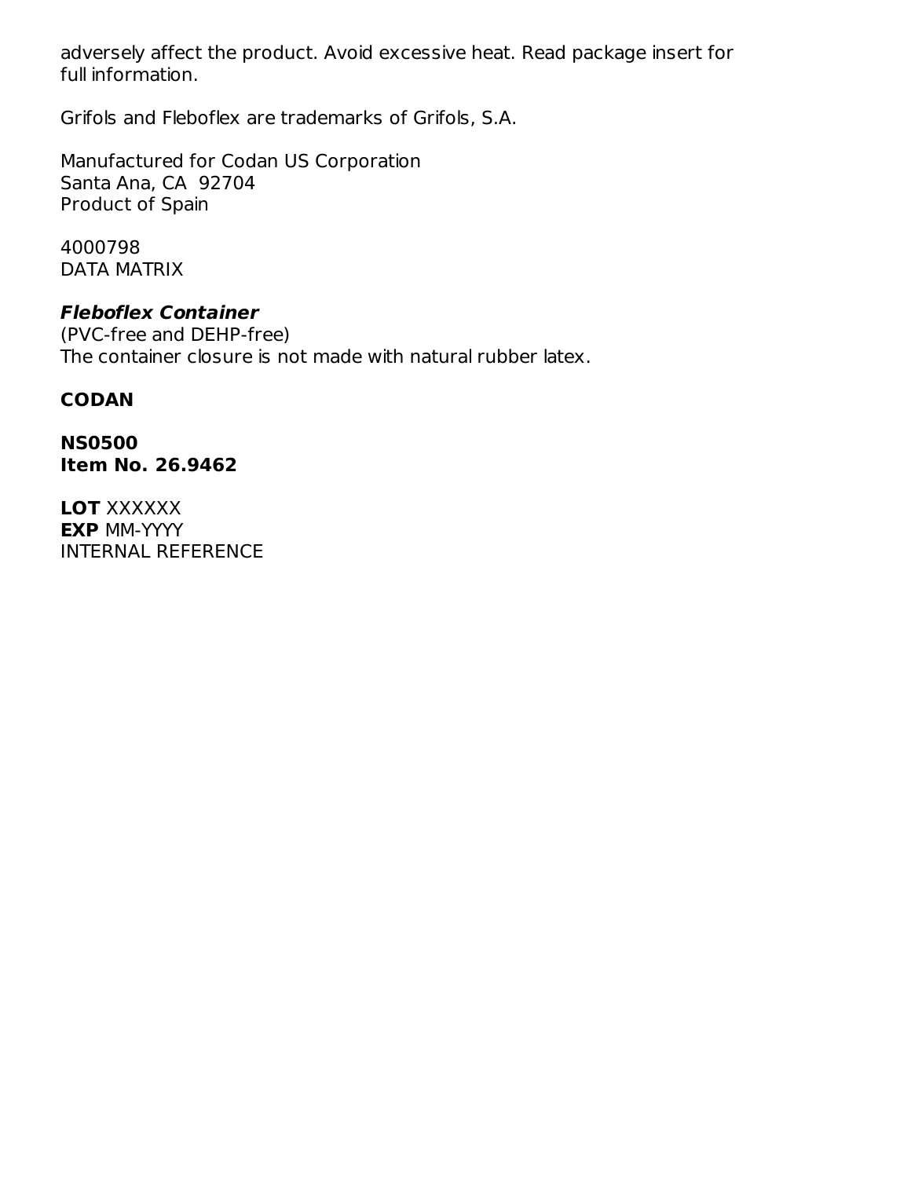adversely affect the product. Avoid excessive heat. Read package insert for full information.

Grifols and Fleboflex are trademarks of Grifols, S.A.

Manufactured for Codan US Corporation
Santa Ana, CA 92704
Product of Spain

4000798
DATA MATRIX

***Fleboflex Container***
(PVC-free and DEHP-free)
The container closure is not made with natural rubber latex.

**CODAN**

**NS0500**
**Item No. 26.9462**

**LOT** XXXXXX
**EXP** MM-YYYY
INTERNAL REFERENCE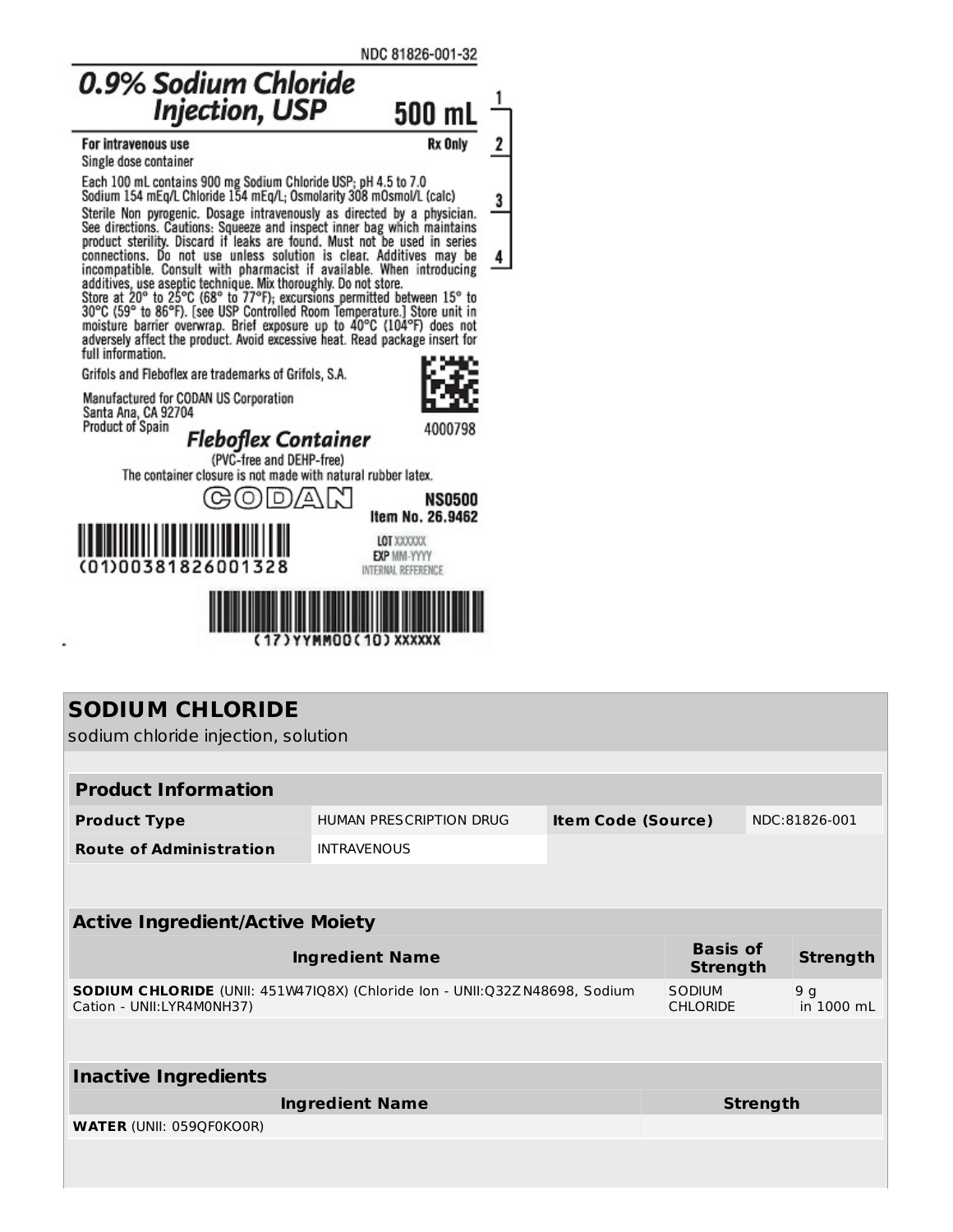NDC 81826-001-32

# 0.9% Sodium Chloride Injection, USP

**500 mL**

1
2
3
4

**For intravenous use** **Rx Only**

Single dose container

Each 100 mL contains 900 mg Sodium Chloride USP; pH 4.5 to 7.0
Sodium 154 mEq/L Chloride 154 mEq/L; Osmolarity 308 mOsmol/L (calc)

Sterile Non pyrogenic. Dosage intravenously as directed by a physician. See directions. Cautions: Squeeze and inspect inner bag which maintains product sterility. Discard if leaks are found. Must not be used in series connections. Do not use unless solution is clear. Additives may be incompatible. Consult with pharmacist if available. When introducing additives, use aseptic technique. Mix thoroughly. Do not store.
Store at 20° to 25°C (68° to 77°F); excursions permitted between 15° to 30°C (59° to 86°F). [see USP Controlled Room Temperature.] Store unit in moisture barrier overwrap. Brief exposure up to 40°C (104°F) does not adversely affect the product. Avoid excessive heat. Read package insert for full information.

Grifols and Fleboflex are trademarks of Grifols, S.A.

Manufactured for CODAN US Corporation
Santa Ana, CA 92704
Product of Spain

4000798

***Fleboflex Container***
(PVC-free and DEHP-free)
The container closure is not made with natural rubber latex.

CODAN

**NS0500**
**Item No. 26.9462**

(01)00381826001328

LOT XXXXXX
EXP MM-YYYY
INTERNAL REFERENCE

(17)YYMM00(10)XXXXXX

## SODIUM CHLORIDE

sodium chloride injection, solution

| **Product Information** | | | |
|---|---|---|---|
| **Product Type** | HUMAN PRESCRIPTION DRUG | **Item Code (Source)** | NDC:81826-001 |
| **Route of Administration** | INTRAVENOUS | | |

| **Active Ingredient/Active Moiety** | | |
|---|---|---|
| **Ingredient Name** | **Basis of Strength** | **Strength** |
| **SODIUM CHLORIDE** (UNII: 451W47IQ8X) (Chloride Ion - UNII:Q32ZN48698, Sodium Cation - UNII:LYR4M0NH37) | SODIUM CHLORIDE | 9 g in 1000 mL |

| **Inactive Ingredients** | |
|---|---|
| **Ingredient Name** | **Strength** |
| **WATER** (UNII: 059QF0KO0R) | |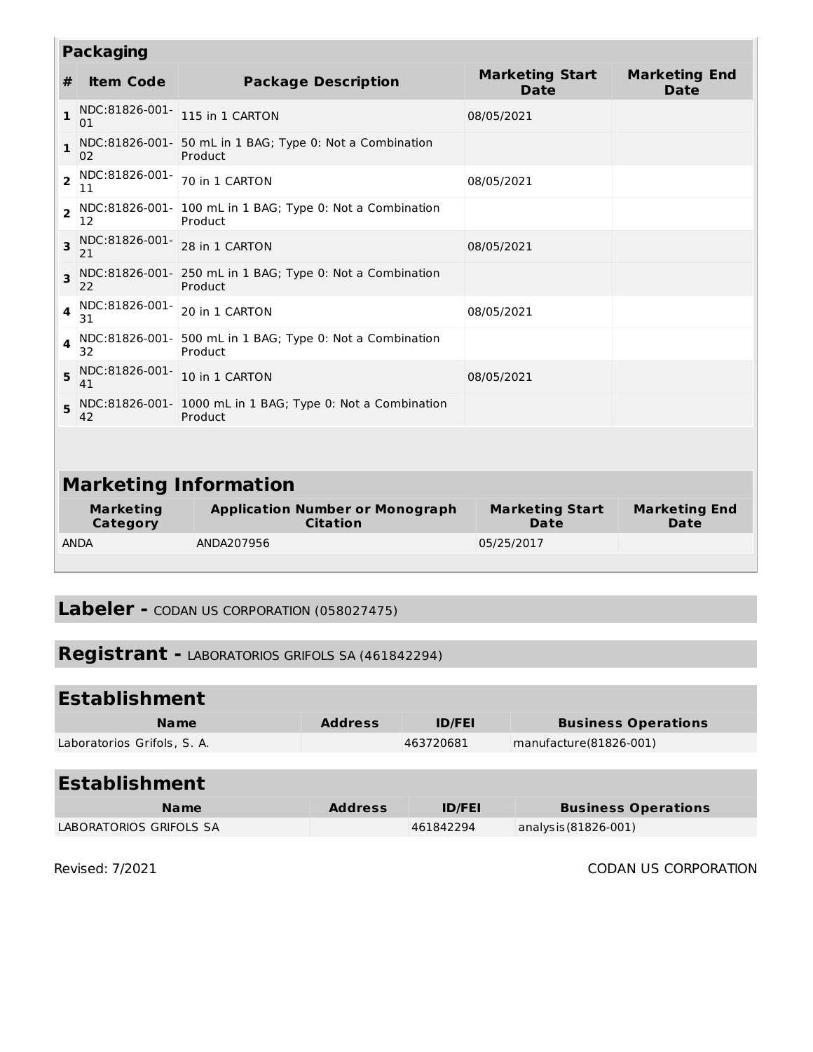## Packaging

| # | Item Code | Package Description | Marketing Start Date | Marketing End Date |
|---|---|---|---|---|
| 1 | NDC:81826-001-01 | 115 in 1 CARTON | 08/05/2021 | |
| 1 | NDC:81826-001-02 | 50 mL in 1 BAG; Type 0: Not a Combination Product | | |
| 2 | NDC:81826-001-11 | 70 in 1 CARTON | 08/05/2021 | |
| 2 | NDC:81826-001-12 | 100 mL in 1 BAG; Type 0: Not a Combination Product | | |
| 3 | NDC:81826-001-21 | 28 in 1 CARTON | 08/05/2021 | |
| 3 | NDC:81826-001-22 | 250 mL in 1 BAG; Type 0: Not a Combination Product | | |
| 4 | NDC:81826-001-31 | 20 in 1 CARTON | 08/05/2021 | |
| 4 | NDC:81826-001-32 | 500 mL in 1 BAG; Type 0: Not a Combination Product | | |
| 5 | NDC:81826-001-41 | 10 in 1 CARTON | 08/05/2021 | |
| 5 | NDC:81826-001-42 | 1000 mL in 1 BAG; Type 0: Not a Combination Product | | |

## Marketing Information

| Marketing Category | Application Number or Monograph Citation | Marketing Start Date | Marketing End Date |
|---|---|---|---|
| ANDA | ANDA207956 | 05/25/2017 | |

## Labeler - CODAN US CORPORATION (058027475)

## Registrant - LABORATORIOS GRIFOLS SA (461842294)

## Establishment

| Name | Address | ID/FEI | Business Operations |
|---|---|---|---|
| Laboratorios Grifols, S. A. | | 463720681 | manufacture(81826-001) |

## Establishment

| Name | Address | ID/FEI | Business Operations |
|---|---|---|---|
| LABORATORIOS GRIFOLS SA | | 461842294 | analysis(81826-001) |

Revised: 7/2021

CODAN US CORPORATION